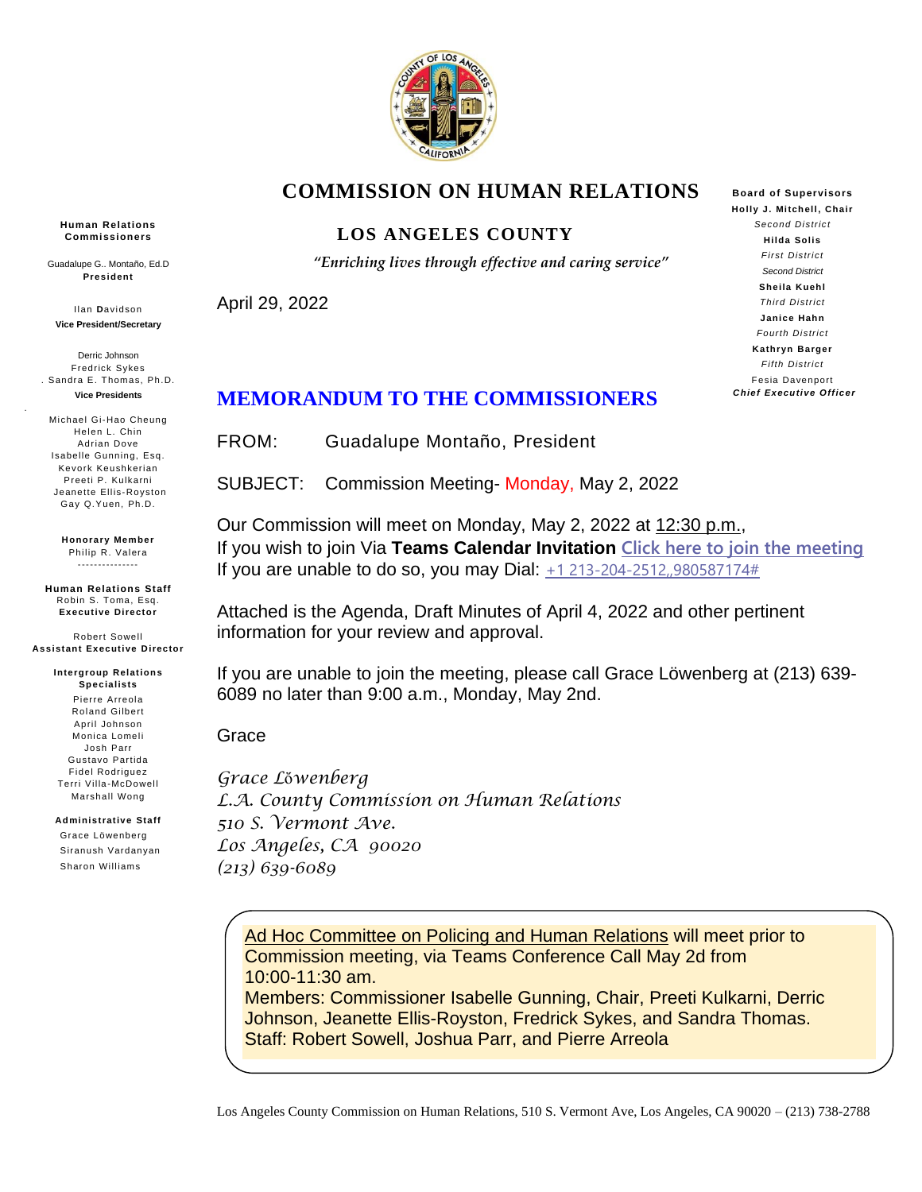# COMMISSION ON HUMAN RELATIONS

## LOS ANGELES COUNTY

*"Enriching lives through effective and caring service"*

**Human Relations Commissioners**

Guadalupe G.. Montaño, Ed.D
**President**

Ilan Davidson
**Vice President/Secretary**

Derric Johnson
Fredrick Sykes
. Sandra E. Thomas, Ph.D.
**Vice Presidents**

Michael Gi-Hao Cheung
Helen L. Chin
Adrian Dove
Isabelle Gunning, Esq.
Kevork Keushkerian
Preeti P. Kulkarni
Jeanette Ellis-Royston
Gay Q.Yuen, Ph.D.

**Honorary Member**
Philip R. Valera

---------------

**Human Relations Staff**
Robin S. Toma, Esq.
**Executive Director**

Robert Sowell
**Assistant Executive Director**

**Intergroup Relations Specialists**
Pierre Arreola
Roland Gilbert
April Johnson
Monica Lomeli
Josh Parr
Gustavo Partida
Fidel Rodriguez
Terri Villa-McDowell
Marshall Wong

**Administrative Staff**
Grace Löwenberg
Siranush Vardanyan
Sharon Williams

**Board of Supervisors**
**Holly J. Mitchell, Chair**
*Second District*
**Hilda Solis**
*First District*
*Second District*
**Sheila Kuehl**
*Third District*
**Janice Hahn**
*Fourth District*
**Kathryn Barger**
*Fifth District*
Fesia Davenport
***Chief Executive Officer***

April 29, 2022

## MEMORANDUM TO THE COMMISSIONERS

FROM: Guadalupe Montaño, President

SUBJECT: Commission Meeting- Monday, May 2, 2022

Our Commission will meet on Monday, May 2, 2022 at 12:30 p.m.,
If you wish to join Via **Teams Calendar Invitation** Click here to join the meeting
If you are unable to do so, you may Dial: +1 213-204-2512,,980587174#

Attached is the Agenda, Draft Minutes of April 4, 2022 and other pertinent information for your review and approval.

If you are unable to join the meeting, please call Grace Löwenberg at (213) 639-6089 no later than 9:00 a.m., Monday, May 2nd.

Grace

*Grace Löwenberg*
*L.A. County Commission on Human Relations*
*510 S. Vermont Ave.*
*Los Angeles, CA 90020*
*(213) 639-6089*

> Ad Hoc Committee on Policing and Human Relations will meet prior to Commission meeting, via Teams Conference Call May 2d from 10:00-11:30 am.
> Members: Commissioner Isabelle Gunning, Chair, Preeti Kulkarni, Derric Johnson, Jeanette Ellis-Royston, Fredrick Sykes, and Sandra Thomas.
> Staff: Robert Sowell, Joshua Parr, and Pierre Arreola

Los Angeles County Commission on Human Relations, 510 S. Vermont Ave, Los Angeles, CA 90020 – (213) 738-2788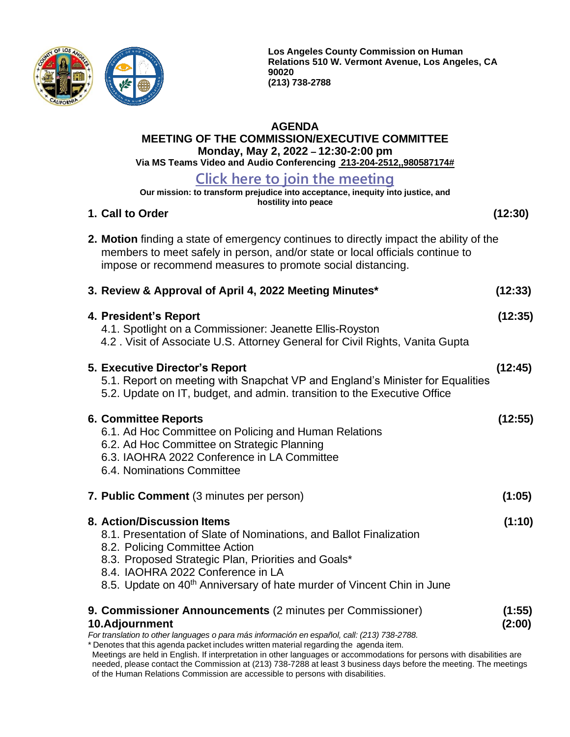Los Angeles County Commission on Human Relations 510 W. Vermont Avenue, Los Angeles, CA 90020
(213) 738-2788

# AGENDA
## MEETING OF THE COMMISSION/EXECUTIVE COMMITTEE
**Monday, May 2, 2022 – 12:30-2:00 pm**
**Via MS Teams Video and Audio Conferencing 213-204-2512,,980587174#**

**Click here to join the meeting**

**Our mission: to transform prejudice into acceptance, inequity into justice, and hostility into peace**

**1. Call to Order** **(12:30)**

**2. Motion** finding a state of emergency continues to directly impact the ability of the members to meet safely in person, and/or state or local officials continue to impose or recommend measures to promote social distancing.

**3. Review & Approval of April 4, 2022 Meeting Minutes*** **(12:33)**

**4. President's Report** **(12:35)**
- 4.1. Spotlight on a Commissioner: Jeanette Ellis-Royston
- 4.2 . Visit of Associate U.S. Attorney General for Civil Rights, Vanita Gupta

**5. Executive Director's Report** **(12:45)**
- 5.1. Report on meeting with Snapchat VP and England's Minister for Equalities
- 5.2. Update on IT, budget, and admin. transition to the Executive Office

**6. Committee Reports** **(12:55)**
- 6.1. Ad Hoc Committee on Policing and Human Relations
- 6.2. Ad Hoc Committee on Strategic Planning
- 6.3. IAOHRA 2022 Conference in LA Committee
- 6.4. Nominations Committee

**7. Public Comment** (3 minutes per person) **(1:05)**

**8. Action/Discussion Items** **(1:10)**
- 8.1. Presentation of Slate of Nominations, and Ballot Finalization
- 8.2. Policing Committee Action
- 8.3. Proposed Strategic Plan, Priorities and Goals*
- 8.4. IAOHRA 2022 Conference in LA
- 8.5. Update on 40th Anniversary of hate murder of Vincent Chin in June

**9. Commissioner Announcements** (2 minutes per Commissioner) **(1:55)**

**10.Adjournment** **(2:00)**

*For translation to other languages o para más información en español, call: (213) 738-2788.*

* Denotes that this agenda packet includes written material regarding the agenda item.

Meetings are held in English. If interpretation in other languages or accommodations for persons with disabilities are needed, please contact the Commission at (213) 738-7288 at least 3 business days before the meeting. The meetings of the Human Relations Commission are accessible to persons with disabilities.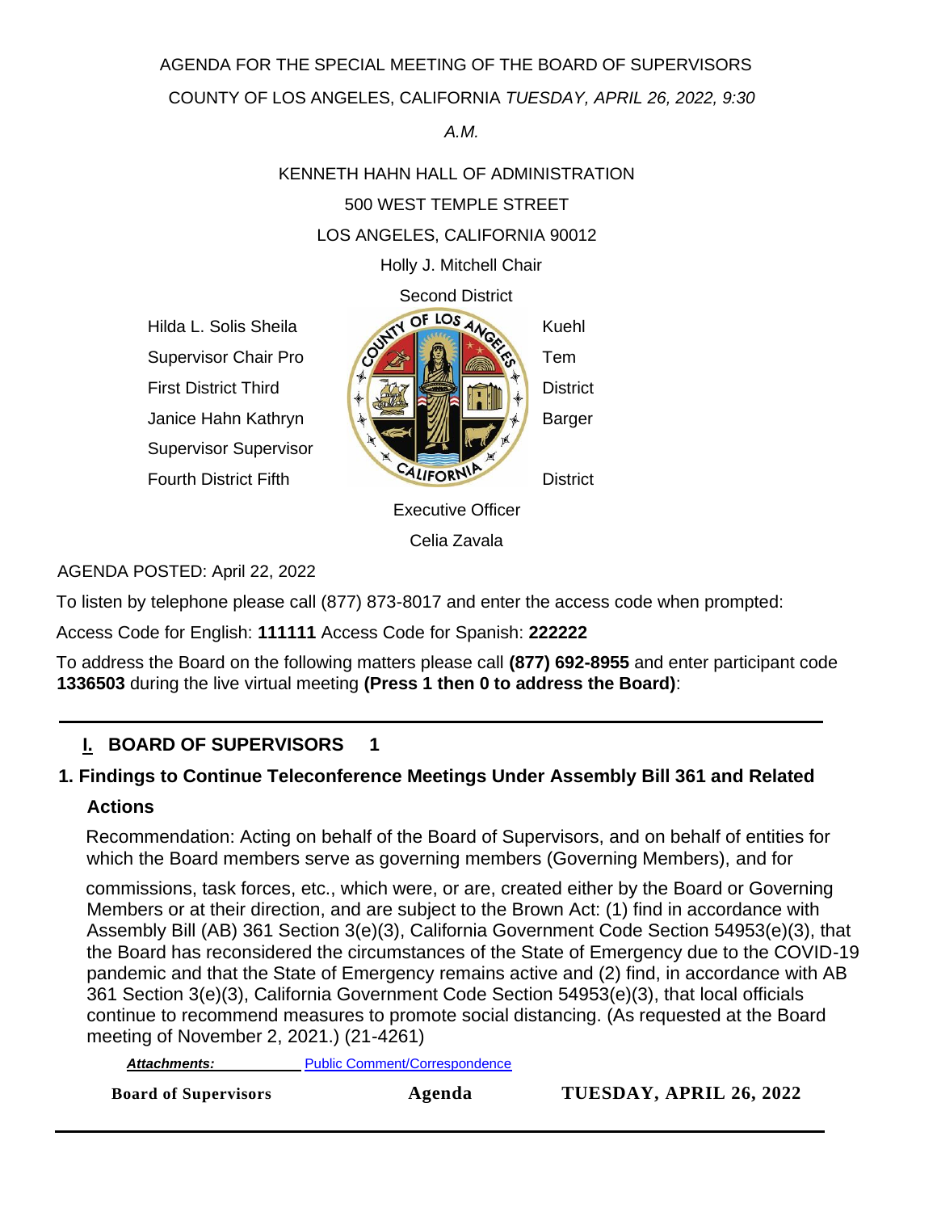AGENDA FOR THE SPECIAL MEETING OF THE BOARD OF SUPERVISORS

COUNTY OF LOS ANGELES, CALIFORNIA *TUESDAY, APRIL 26, 2022, 9:30 A.M.*

KENNETH HAHN HALL OF ADMINISTRATION

500 WEST TEMPLE STREET

LOS ANGELES, CALIFORNIA 90012

Holly J. Mitchell Chair

Second District

Hilda L. Solis Sheila Kuehl

Supervisor Chair Pro Tem

First District Third District

Janice Hahn Kathryn Barger

Supervisor Supervisor

Fourth District Fifth District

Executive Officer

Celia Zavala

AGENDA POSTED: April 22, 2022

To listen by telephone please call (877) 873-8017 and enter the access code when prompted:

Access Code for English: **111111** Access Code for Spanish: **222222**

To address the Board on the following matters please call **(877) 692-8955** and enter participant code **1336503** during the live virtual meeting **(Press 1 then 0 to address the Board)**:

---

## I. BOARD OF SUPERVISORS 1

### 1. Findings to Continue Teleconference Meetings Under Assembly Bill 361 and Related Actions

Recommendation: Acting on behalf of the Board of Supervisors, and on behalf of entities for which the Board members serve as governing members (Governing Members), and for commissions, task forces, etc., which were, or are, created either by the Board or Governing Members or at their direction, and are subject to the Brown Act: (1) find in accordance with Assembly Bill (AB) 361 Section 3(e)(3), California Government Code Section 54953(e)(3), that the Board has reconsidered the circumstances of the State of Emergency due to the COVID-19 pandemic and that the State of Emergency remains active and (2) find, in accordance with AB 361 Section 3(e)(3), California Government Code Section 54953(e)(3), that local officials continue to recommend measures to promote social distancing. (As requested at the Board meeting of November 2, 2021.) (21-4261)

***Attachments:*** Public Comment/Correspondence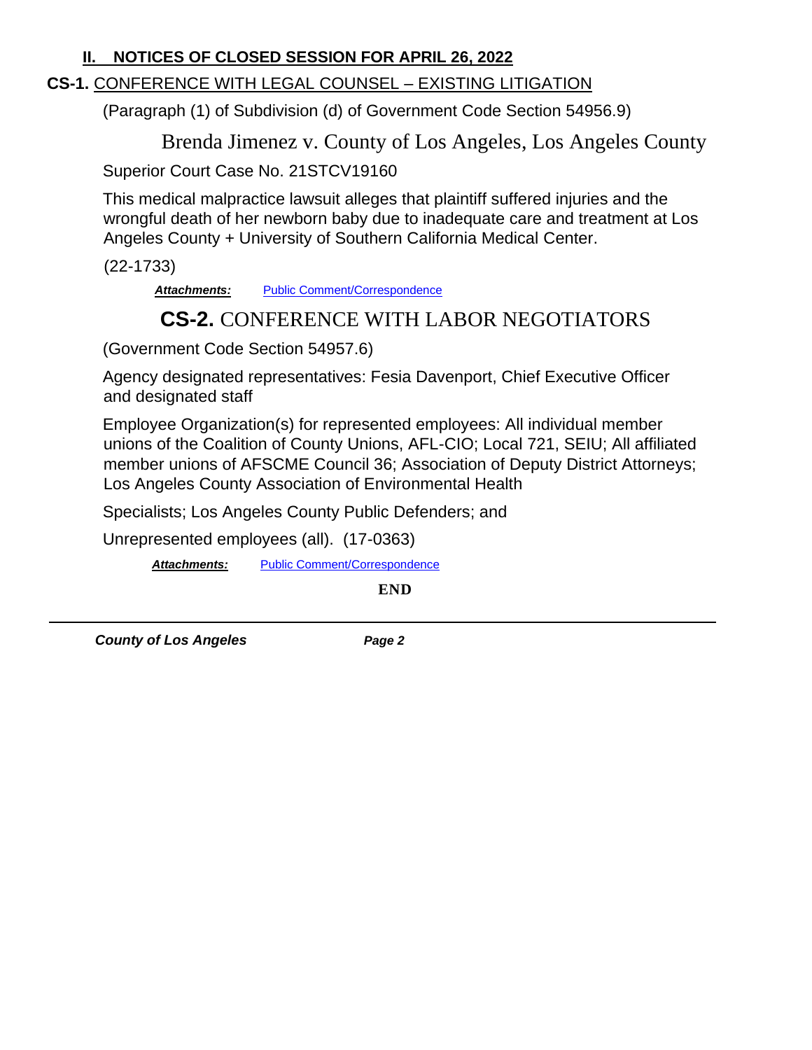## II. NOTICES OF CLOSED SESSION FOR APRIL 26, 2022

### CS-1. CONFERENCE WITH LEGAL COUNSEL – EXISTING LITIGATION

(Paragraph (1) of Subdivision (d) of Government Code Section 54956.9)

Brenda Jimenez v. County of Los Angeles, Los Angeles County Superior Court Case No. 21STCV19160

This medical malpractice lawsuit alleges that plaintiff suffered injuries and the wrongful death of her newborn baby due to inadequate care and treatment at Los Angeles County + University of Southern California Medical Center.

(22-1733)

***Attachments:*** Public Comment/Correspondence

### CS-2. CONFERENCE WITH LABOR NEGOTIATORS

(Government Code Section 54957.6)

Agency designated representatives: Fesia Davenport, Chief Executive Officer and designated staff

Employee Organization(s) for represented employees: All individual member unions of the Coalition of County Unions, AFL-CIO; Local 721, SEIU; All affiliated member unions of AFSCME Council 36; Association of Deputy District Attorneys; Los Angeles County Association of Environmental Health Specialists; Los Angeles County Public Defenders; and Unrepresented employees (all). (17-0363)

***Attachments:*** Public Comment/Correspondence

**END**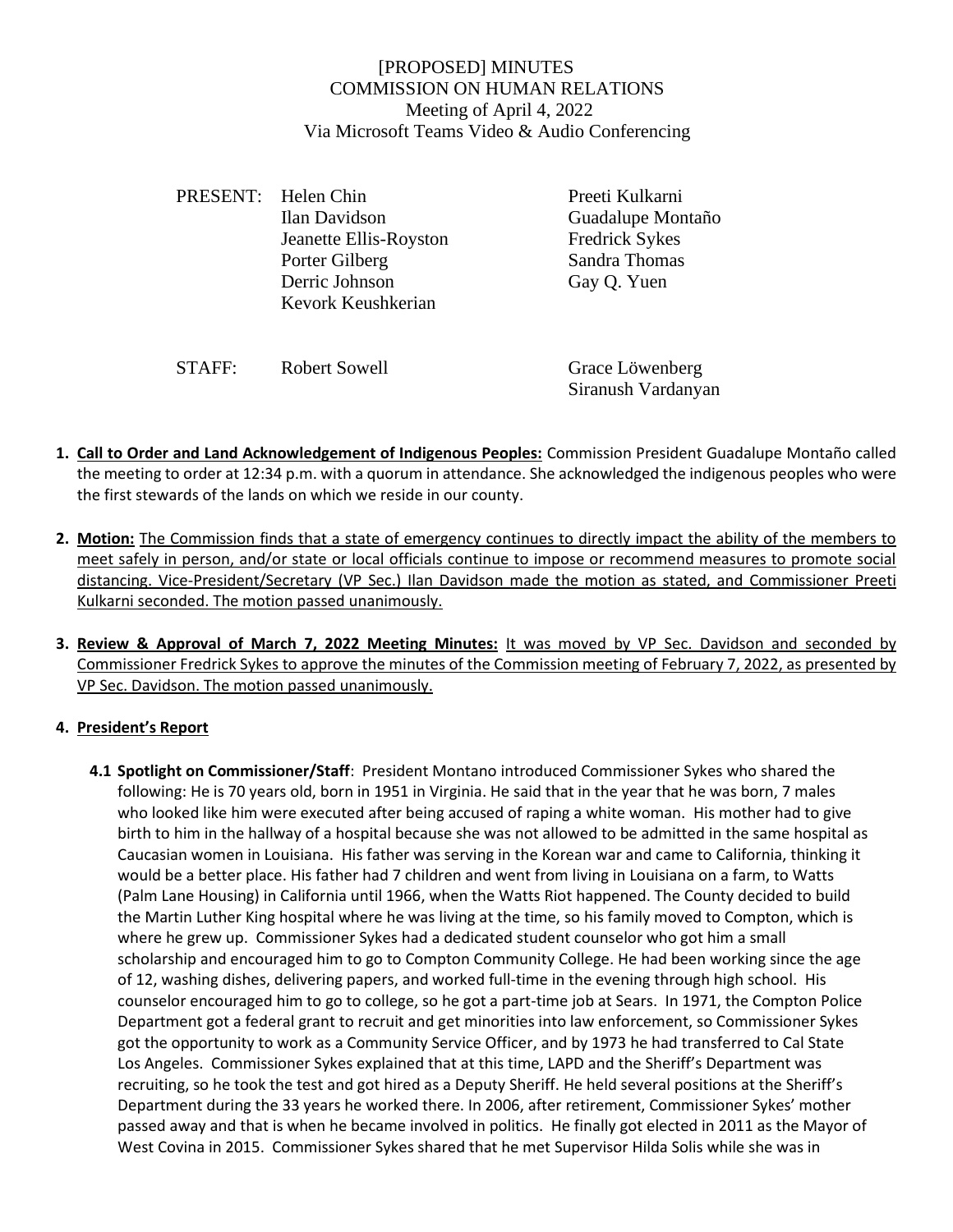[PROPOSED] MINUTES
COMMISSION ON HUMAN RELATIONS
Meeting of April 4, 2022
Via Microsoft Teams Video & Audio Conferencing

PRESENT: Helen Chin
Ilan Davidson
Jeanette Ellis-Royston
Porter Gilberg
Derric Johnson
Kevork Keushkerian
Preeti Kulkarni
Guadalupe Montaño
Fredrick Sykes
Sandra Thomas
Gay Q. Yuen

STAFF: Robert Sowell
Grace Löwenberg
Siranush Vardanyan

1. **Call to Order and Land Acknowledgement of Indigenous Peoples:** Commission President Guadalupe Montaño called the meeting to order at 12:34 p.m. with a quorum in attendance. She acknowledged the indigenous peoples who were the first stewards of the lands on which we reside in our county.

2. **Motion:** The Commission finds that a state of emergency continues to directly impact the ability of the members to meet safely in person, and/or state or local officials continue to impose or recommend measures to promote social distancing. Vice-President/Secretary (VP Sec.) Ilan Davidson made the motion as stated, and Commissioner Preeti Kulkarni seconded. The motion passed unanimously.

3. **Review & Approval of March 7, 2022 Meeting Minutes:** It was moved by VP Sec. Davidson and seconded by Commissioner Fredrick Sykes to approve the minutes of the Commission meeting of February 7, 2022, as presented by VP Sec. Davidson. The motion passed unanimously.

4. **President's Report**

   **4.1 Spotlight on Commissioner/Staff**: President Montano introduced Commissioner Sykes who shared the following: He is 70 years old, born in 1951 in Virginia. He said that in the year that he was born, 7 males who looked like him were executed after being accused of raping a white woman. His mother had to give birth to him in the hallway of a hospital because she was not allowed to be admitted in the same hospital as Caucasian women in Louisiana. His father was serving in the Korean war and came to California, thinking it would be a better place. His father had 7 children and went from living in Louisiana on a farm, to Watts (Palm Lane Housing) in California until 1966, when the Watts Riot happened. The County decided to build the Martin Luther King hospital where he was living at the time, so his family moved to Compton, which is where he grew up. Commissioner Sykes had a dedicated student counselor who got him a small scholarship and encouraged him to go to Compton Community College. He had been working since the age of 12, washing dishes, delivering papers, and worked full-time in the evening through high school. His counselor encouraged him to go to college, so he got a part-time job at Sears. In 1971, the Compton Police Department got a federal grant to recruit and get minorities into law enforcement, so Commissioner Sykes got the opportunity to work as a Community Service Officer, and by 1973 he had transferred to Cal State Los Angeles. Commissioner Sykes explained that at this time, LAPD and the Sheriff's Department was recruiting, so he took the test and got hired as a Deputy Sheriff. He held several positions at the Sheriff's Department during the 33 years he worked there. In 2006, after retirement, Commissioner Sykes' mother passed away and that is when he became involved in politics. He finally got elected in 2011 as the Mayor of West Covina in 2015. Commissioner Sykes shared that he met Supervisor Hilda Solis while she was in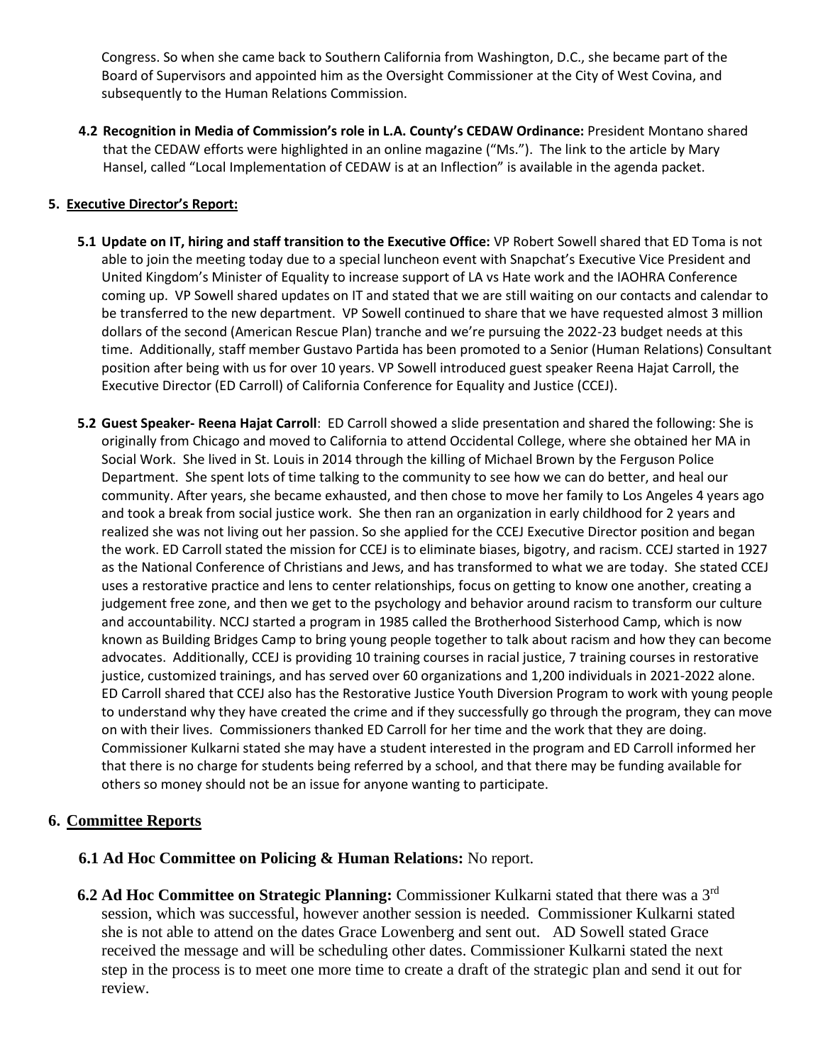Congress. So when she came back to Southern California from Washington, D.C., she became part of the Board of Supervisors and appointed him as the Oversight Commissioner at the City of West Covina, and subsequently to the Human Relations Commission.

**4.2 Recognition in Media of Commission's role in L.A. County's CEDAW Ordinance:** President Montano shared that the CEDAW efforts were highlighted in an online magazine ("Ms."). The link to the article by Mary Hansel, called "Local Implementation of CEDAW is at an Inflection" is available in the agenda packet.

## 5. Executive Director's Report:

**5.1 Update on IT, hiring and staff transition to the Executive Office:** VP Robert Sowell shared that ED Toma is not able to join the meeting today due to a special luncheon event with Snapchat's Executive Vice President and United Kingdom's Minister of Equality to increase support of LA vs Hate work and the IAOHRA Conference coming up. VP Sowell shared updates on IT and stated that we are still waiting on our contacts and calendar to be transferred to the new department. VP Sowell continued to share that we have requested almost 3 million dollars of the second (American Rescue Plan) tranche and we're pursuing the 2022-23 budget needs at this time. Additionally, staff member Gustavo Partida has been promoted to a Senior (Human Relations) Consultant position after being with us for over 10 years. VP Sowell introduced guest speaker Reena Hajat Carroll, the Executive Director (ED Carroll) of California Conference for Equality and Justice (CCEJ).

**5.2 Guest Speaker- Reena Hajat Carroll**: ED Carroll showed a slide presentation and shared the following: She is originally from Chicago and moved to California to attend Occidental College, where she obtained her MA in Social Work. She lived in St. Louis in 2014 through the killing of Michael Brown by the Ferguson Police Department. She spent lots of time talking to the community to see how we can do better, and heal our community. After years, she became exhausted, and then chose to move her family to Los Angeles 4 years ago and took a break from social justice work. She then ran an organization in early childhood for 2 years and realized she was not living out her passion. So she applied for the CCEJ Executive Director position and began the work. ED Carroll stated the mission for CCEJ is to eliminate biases, bigotry, and racism. CCEJ started in 1927 as the National Conference of Christians and Jews, and has transformed to what we are today. She stated CCEJ uses a restorative practice and lens to center relationships, focus on getting to know one another, creating a judgement free zone, and then we get to the psychology and behavior around racism to transform our culture and accountability. NCCJ started a program in 1985 called the Brotherhood Sisterhood Camp, which is now known as Building Bridges Camp to bring young people together to talk about racism and how they can become advocates. Additionally, CCEJ is providing 10 training courses in racial justice, 7 training courses in restorative justice, customized trainings, and has served over 60 organizations and 1,200 individuals in 2021-2022 alone. ED Carroll shared that CCEJ also has the Restorative Justice Youth Diversion Program to work with young people to understand why they have created the crime and if they successfully go through the program, they can move on with their lives. Commissioners thanked ED Carroll for her time and the work that they are doing. Commissioner Kulkarni stated she may have a student interested in the program and ED Carroll informed her that there is no charge for students being referred by a school, and that there may be funding available for others so money should not be an issue for anyone wanting to participate.

## 6. Committee Reports

**6.1 Ad Hoc Committee on Policing & Human Relations:** No report.

**6.2 Ad Hoc Committee on Strategic Planning:** Commissioner Kulkarni stated that there was a 3rd session, which was successful, however another session is needed. Commissioner Kulkarni stated she is not able to attend on the dates Grace Lowenberg and sent out. AD Sowell stated Grace received the message and will be scheduling other dates. Commissioner Kulkarni stated the next step in the process is to meet one more time to create a draft of the strategic plan and send it out for review.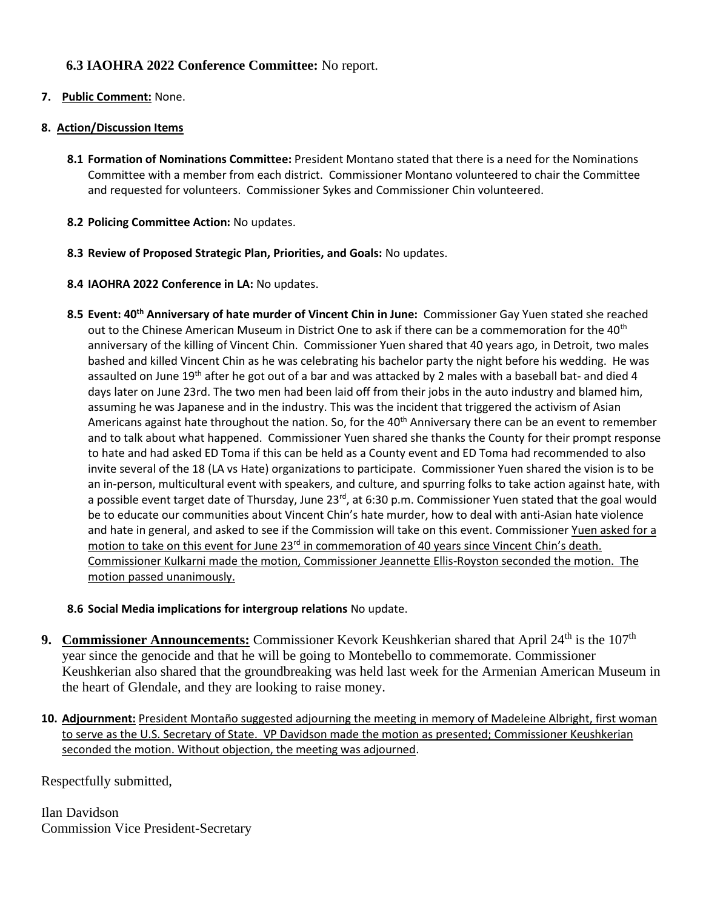### 6.3 IAOHRA 2022 Conference Committee: No report.

**7. Public Comment:** None.

**8. Action/Discussion Items**

**8.1 Formation of Nominations Committee:** President Montano stated that there is a need for the Nominations Committee with a member from each district. Commissioner Montano volunteered to chair the Committee and requested for volunteers. Commissioner Sykes and Commissioner Chin volunteered.

**8.2 Policing Committee Action:** No updates.

**8.3 Review of Proposed Strategic Plan, Priorities, and Goals:** No updates.

**8.4 IAOHRA 2022 Conference in LA:** No updates.

**8.5 Event: 40th Anniversary of hate murder of Vincent Chin in June:** Commissioner Gay Yuen stated she reached out to the Chinese American Museum in District One to ask if there can be a commemoration for the 40th anniversary of the killing of Vincent Chin. Commissioner Yuen shared that 40 years ago, in Detroit, two males bashed and killed Vincent Chin as he was celebrating his bachelor party the night before his wedding. He was assaulted on June 19th after he got out of a bar and was attacked by 2 males with a baseball bat- and died 4 days later on June 23rd. The two men had been laid off from their jobs in the auto industry and blamed him, assuming he was Japanese and in the industry. This was the incident that triggered the activism of Asian Americans against hate throughout the nation. So, for the 40th Anniversary there can be an event to remember and to talk about what happened. Commissioner Yuen shared she thanks the County for their prompt response to hate and had asked ED Toma if this can be held as a County event and ED Toma had recommended to also invite several of the 18 (LA vs Hate) organizations to participate. Commissioner Yuen shared the vision is to be an in-person, multicultural event with speakers, and culture, and spurring folks to take action against hate, with a possible event target date of Thursday, June 23rd, at 6:30 p.m. Commissioner Yuen stated that the goal would be to educate our communities about Vincent Chin's hate murder, how to deal with anti-Asian hate violence and hate in general, and asked to see if the Commission will take on this event. Commissioner Yuen asked for a motion to take on this event for June 23rd in commemoration of 40 years since Vincent Chin's death. Commissioner Kulkarni made the motion, Commissioner Jeannette Ellis-Royston seconded the motion. The motion passed unanimously.

**8.6 Social Media implications for intergroup relations** No update.

**9. Commissioner Announcements:** Commissioner Kevork Keushkerian shared that April 24th is the 107th year since the genocide and that he will be going to Montebello to commemorate. Commissioner Keushkerian also shared that the groundbreaking was held last week for the Armenian American Museum in the heart of Glendale, and they are looking to raise money.

**10. Adjournment:** President Montaño suggested adjourning the meeting in memory of Madeleine Albright, first woman to serve as the U.S. Secretary of State. VP Davidson made the motion as presented; Commissioner Keushkerian seconded the motion. Without objection, the meeting was adjourned.

Respectfully submitted,

Ilan Davidson
Commission Vice President-Secretary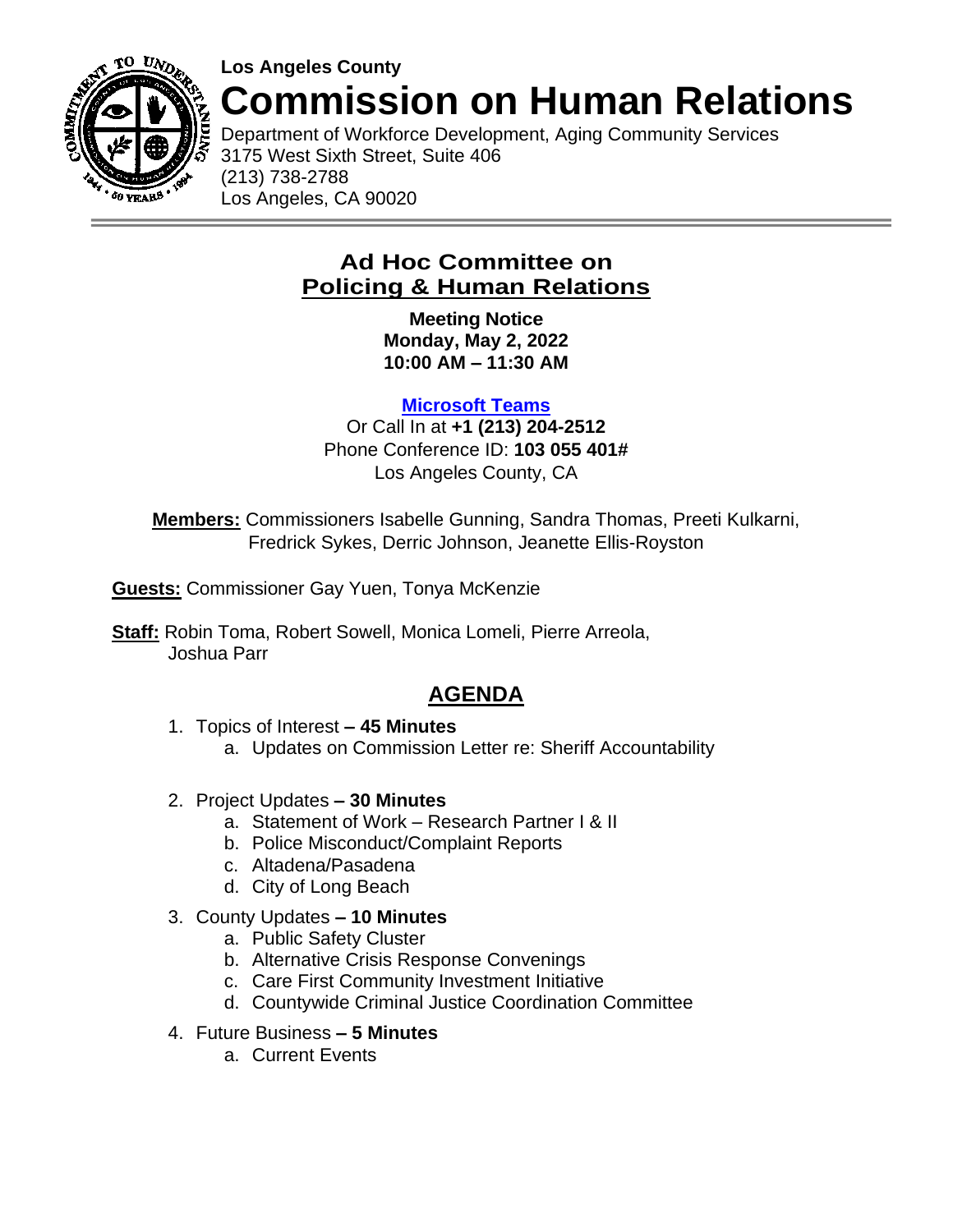**Los Angeles County**

# Commission on Human Relations

Department of Workforce Development, Aging Community Services
3175 West Sixth Street, Suite 406
(213) 738-2788
Los Angeles, CA 90020

## Ad Hoc Committee on Policing & Human Relations

**Meeting Notice**
**Monday, May 2, 2022**
**10:00 AM – 11:30 AM**

**Microsoft Teams**
Or Call In at **+1 (213) 204-2512**
Phone Conference ID: **103 055 401#**
Los Angeles County, CA

**Members:** Commissioners Isabelle Gunning, Sandra Thomas, Preeti Kulkarni, Fredrick Sykes, Derric Johnson, Jeanette Ellis-Royston

**Guests:** Commissioner Gay Yuen, Tonya McKenzie

**Staff:** Robin Toma, Robert Sowell, Monica Lomeli, Pierre Arreola, Joshua Parr

## AGENDA

1. Topics of Interest **– 45 Minutes**
   a. Updates on Commission Letter re: Sheriff Accountability
2. Project Updates **– 30 Minutes**
   a. Statement of Work – Research Partner I & II
   b. Police Misconduct/Complaint Reports
   c. Altadena/Pasadena
   d. City of Long Beach
3. County Updates **– 10 Minutes**
   a. Public Safety Cluster
   b. Alternative Crisis Response Convenings
   c. Care First Community Investment Initiative
   d. Countywide Criminal Justice Coordination Committee
4. Future Business **– 5 Minutes**
   a. Current Events